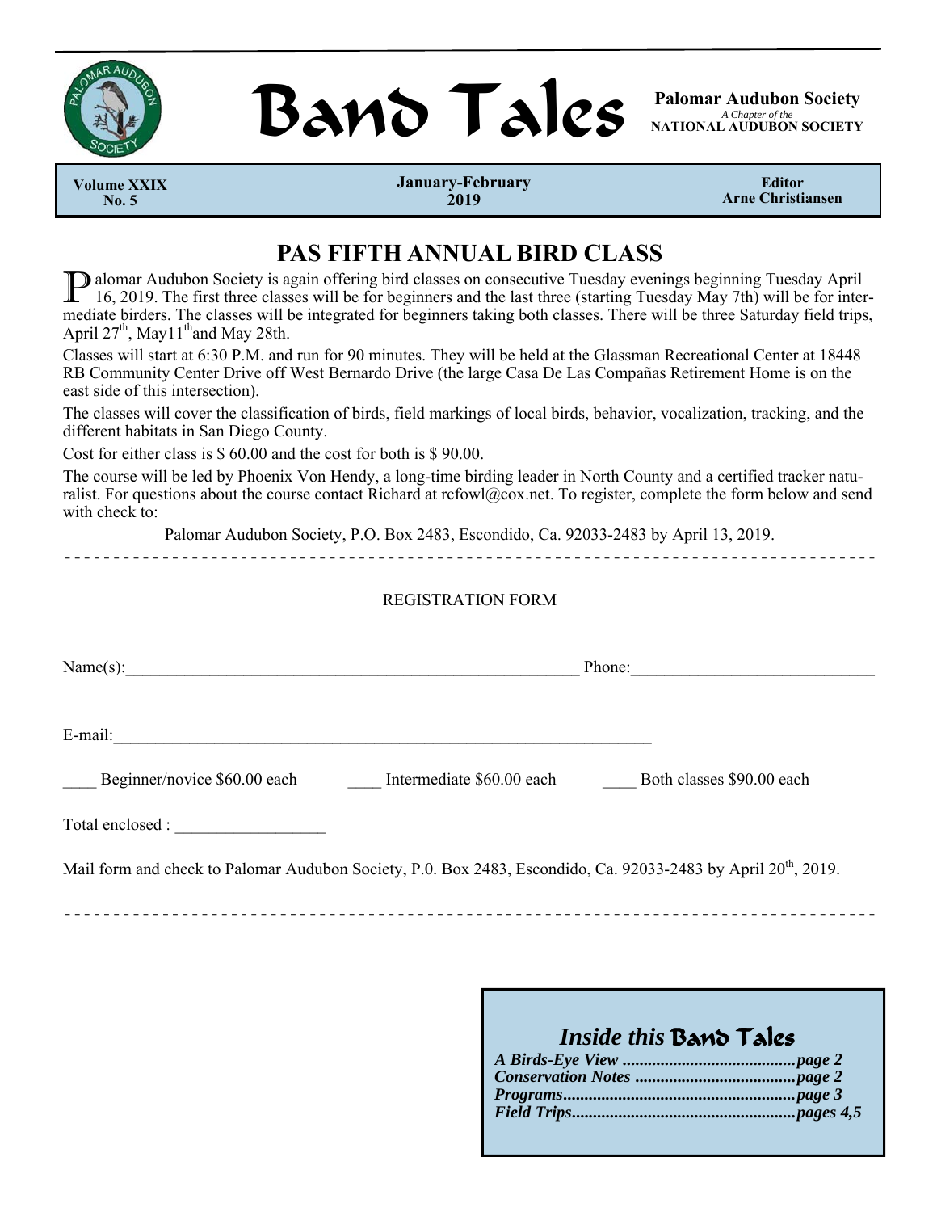# Band Tales

**Palomar Audubon Society**
*A Chapter of the*
**NATIONAL AUDUBON SOCIETY**

| Volume XXIX No. 5 | January-February 2019 | Editor Arne Christiansen |
|---|---|---|

## PAS FIFTH ANNUAL BIRD CLASS

Palomar Audubon Society is again offering bird classes on consecutive Tuesday evenings beginning Tuesday April 16, 2019. The first three classes will be for beginners and the last three (starting Tuesday May 7th) will be for intermediate birders. The classes will be integrated for beginners taking both classes. There will be three Saturday field trips, April 27th, May11th and May 28th.

Classes will start at 6:30 P.M. and run for 90 minutes. They will be held at the Glassman Recreational Center at 18448 RB Community Center Drive off West Bernardo Drive (the large Casa De Las Compañas Retirement Home is on the east side of this intersection).

The classes will cover the classification of birds, field markings of local birds, behavior, vocalization, tracking, and the different habitats in San Diego County.

Cost for either class is $ 60.00 and the cost for both is $ 90.00.

The course will be led by Phoenix Von Hendy, a long-time birding leader in North County and a certified tracker naturalist. For questions about the course contact Richard at rcfowl@cox.net. To register, complete the form below and send with check to:

Palomar Audubon Society, P.O. Box 2483, Escondido, Ca. 92033-2483 by April 13, 2019.

---

REGISTRATION FORM

Name(s):________________________________________________________ Phone:_____________________________

E-mail:___________________________________________________________________

____ Beginner/novice $60.00 each ____ Intermediate $60.00 each ____ Both classes $90.00 each

Total enclosed : __________________

Mail form and check to Palomar Audubon Society, P.0. Box 2483, Escondido, Ca. 92033-2483 by April 20th, 2019.

---

### *Inside this* Band Tales

***A Birds-Eye View** ........................................**page 2***
***Conservation Notes** .....................................**page 2***
***Programs**......................................................**page 3***
***Field Trips**....................................................**pages 4,5***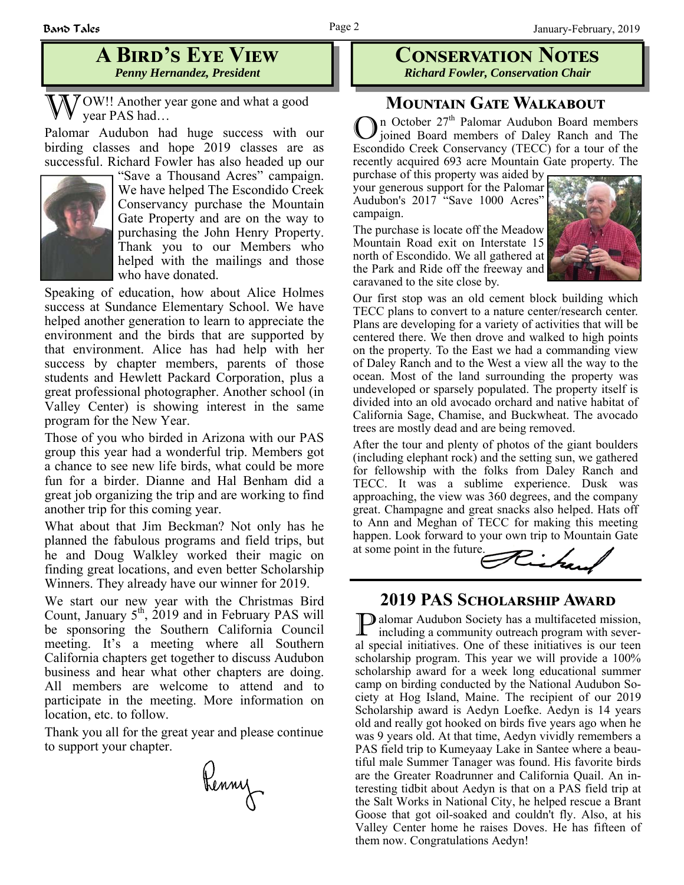## A Bird's Eye View

*Penny Hernandez, President*

WOW!! Another year gone and what a good year PAS had…

Palomar Audubon had huge success with our birding classes and hope 2019 classes are as successful. Richard Fowler has also headed up our "Save a Thousand Acres" campaign. We have helped The Escondido Creek Conservancy purchase the Mountain Gate Property and are on the way to purchasing the John Henry Property. Thank you to our Members who helped with the mailings and those who have donated.

Speaking of education, how about Alice Holmes success at Sundance Elementary School. We have helped another generation to learn to appreciate the environment and the birds that are supported by that environment. Alice has had help with her success by chapter members, parents of those students and Hewlett Packard Corporation, plus a great professional photographer. Another school (in Valley Center) is showing interest in the same program for the New Year.

Those of you who birded in Arizona with our PAS group this year had a wonderful trip. Members got a chance to see new life birds, what could be more fun for a birder. Dianne and Hal Benham did a great job organizing the trip and are working to find another trip for this coming year.

What about that Jim Beckman? Not only has he planned the fabulous programs and field trips, but he and Doug Walkley worked their magic on finding great locations, and even better Scholarship Winners. They already have our winner for 2019.

We start our new year with the Christmas Bird Count, January 5th, 2019 and in February PAS will be sponsoring the Southern California Council meeting. It's a meeting where all Southern California chapters get together to discuss Audubon business and hear what other chapters are doing. All members are welcome to attend and to participate in the meeting. More information on location, etc. to follow.

Thank you all for the great year and please continue to support your chapter.

Penny

## Conservation Notes

*Richard Fowler, Conservation Chair*

### Mountain Gate Walkabout

On October 27th Palomar Audubon Board members joined Board members of Daley Ranch and The Escondido Creek Conservancy (TECC) for a tour of the recently acquired 693 acre Mountain Gate property. The purchase of this property was aided by your generous support for the Palomar Audubon's 2017 "Save 1000 Acres" campaign.

The purchase is locate off the Meadow Mountain Road exit on Interstate 15 north of Escondido. We all gathered at the Park and Ride off the freeway and caravaned to the site close by.

Our first stop was an old cement block building which TECC plans to convert to a nature center/research center. Plans are developing for a variety of activities that will be centered there. We then drove and walked to high points on the property. To the East we had a commanding view of Daley Ranch and to the West a view all the way to the ocean. Most of the land surrounding the property was undeveloped or sparsely populated. The property itself is divided into an old avocado orchard and native habitat of California Sage, Chamise, and Buckwheat. The avocado trees are mostly dead and are being removed.

After the tour and plenty of photos of the giant boulders (including elephant rock) and the setting sun, we gathered for fellowship with the folks from Daley Ranch and TECC. It was a sublime experience. Dusk was approaching, the view was 360 degrees, and the company great. Champagne and great snacks also helped. Hats off to Ann and Meghan of TECC for making this meeting happen. Look forward to your own trip to Mountain Gate at some point in the future.

Richard

## 2019 PAS Scholarship Award

Palomar Audubon Society has a multifaceted mission, including a community outreach program with several special initiatives. One of these initiatives is our teen scholarship program. This year we will provide a 100% scholarship award for a week long educational summer camp on birding conducted by the National Audubon Society at Hog Island, Maine. The recipient of our 2019 Scholarship award is Aedyn Loefke. Aedyn is 14 years old and really got hooked on birds five years ago when he was 9 years old. At that time, Aedyn vividly remembers a PAS field trip to Kumeyaay Lake in Santee where a beautiful male Summer Tanager was found. His favorite birds are the Greater Roadrunner and California Quail. An interesting tidbit about Aedyn is that on a PAS field trip at the Salt Works in National City, he helped rescue a Brant Goose that got oil-soaked and couldn't fly. Also, at his Valley Center home he raises Doves. He has fifteen of them now. Congratulations Aedyn!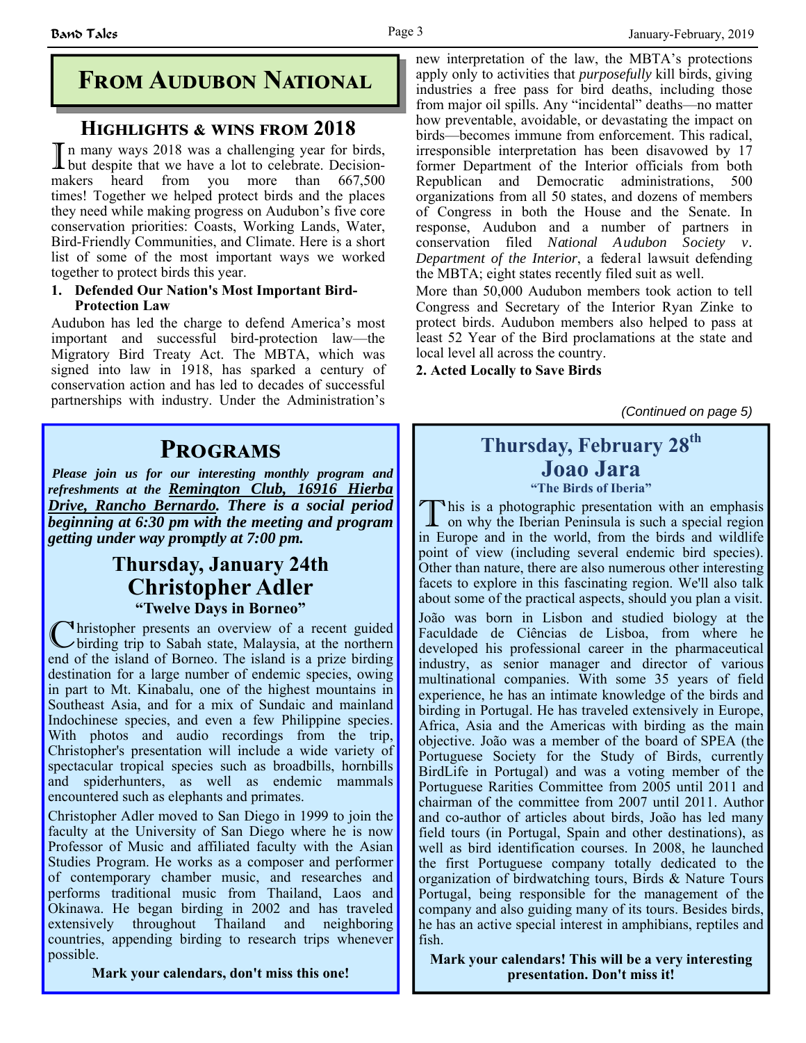# From Audubon National

## Highlights & wins from 2018

In many ways 2018 was a challenging year for birds, but despite that we have a lot to celebrate. Decision-makers heard from you more than 667,500 times! Together we helped protect birds and the places they need while making progress on Audubon's five core conservation priorities: Coasts, Working Lands, Water, Bird-Friendly Communities, and Climate. Here is a short list of some of the most important ways we worked together to protect birds this year.

**1. Defended Our Nation's Most Important Bird-Protection Law**

Audubon has led the charge to defend America's most important and successful bird-protection law—the Migratory Bird Treaty Act. The MBTA, which was signed into law in 1918, has sparked a century of conservation action and has led to decades of successful partnerships with industry. Under the Administration's new interpretation of the law, the MBTA's protections apply only to activities that *purposefully* kill birds, giving industries a free pass for bird deaths, including those from major oil spills. Any "incidental" deaths—no matter how preventable, avoidable, or devastating the impact on birds—becomes immune from enforcement. This radical, irresponsible interpretation has been disavowed by 17 former Department of the Interior officials from both Republican and Democratic administrations, 500 organizations from all 50 states, and dozens of members of Congress in both the House and the Senate. In response, Audubon and a number of partners in conservation filed *National Audubon Society v. Department of the Interior*, a federal lawsuit defending the MBTA; eight states recently filed suit as well.

More than 50,000 Audubon members took action to tell Congress and Secretary of the Interior Ryan Zinke to protect birds. Audubon members also helped to pass at least 52 Year of the Bird proclamations at the state and local level all across the country.

**2. Acted Locally to Save Birds**

*(Continued on page 5)*

# Programs

***Please join us for our interesting monthly program and refreshments at the Remington Club, 16916 Hierba Drive, Rancho Bernardo. There is a social period beginning at 6:30 pm with the meeting and program getting under way promptly at 7:00 pm.***

## Thursday, January 24th
## Christopher Adler
### "Twelve Days in Borneo"

Christopher presents an overview of a recent guided birding trip to Sabah state, Malaysia, at the northern end of the island of Borneo. The island is a prize birding destination for a large number of endemic species, owing in part to Mt. Kinabalu, one of the highest mountains in Southeast Asia, and for a mix of Sundaic and mainland Indochinese species, and even a few Philippine species. With photos and audio recordings from the trip, Christopher's presentation will include a wide variety of spectacular tropical species such as broadbills, hornbills and spiderhunters, as well as endemic mammals encountered such as elephants and primates.

Christopher Adler moved to San Diego in 1999 to join the faculty at the University of San Diego where he is now Professor of Music and affiliated faculty with the Asian Studies Program. He works as a composer and performer of contemporary chamber music, and researches and performs traditional music from Thailand, Laos and Okinawa. He began birding in 2002 and has traveled extensively throughout Thailand and neighboring countries, appending birding to research trips whenever possible.

**Mark your calendars, don't miss this one!**

## Thursday, February 28th
## Joao Jara
### "The Birds of Iberia"

This is a photographic presentation with an emphasis on why the Iberian Peninsula is such a special region in Europe and in the world, from the birds and wildlife point of view (including several endemic bird species). Other than nature, there are also numerous other interesting facets to explore in this fascinating region. We'll also talk about some of the practical aspects, should you plan a visit.

João was born in Lisbon and studied biology at the Faculdade de Ciências de Lisboa, from where he developed his professional career in the pharmaceutical industry, as senior manager and director of various multinational companies. With some 35 years of field experience, he has an intimate knowledge of the birds and birding in Portugal. He has traveled extensively in Europe, Africa, Asia and the Americas with birding as the main objective. João was a member of the board of SPEA (the Portuguese Society for the Study of Birds, currently BirdLife in Portugal) and was a voting member of the Portuguese Rarities Committee from 2005 until 2011 and chairman of the committee from 2007 until 2011. Author and co-author of articles about birds, João has led many field tours (in Portugal, Spain and other destinations), as well as bird identification courses. In 2008, he launched the first Portuguese company totally dedicated to the organization of birdwatching tours, Birds & Nature Tours Portugal, being responsible for the management of the company and also guiding many of its tours. Besides birds, he has an active special interest in amphibians, reptiles and fish.

**Mark your calendars! This will be a very interesting presentation. Don't miss it!**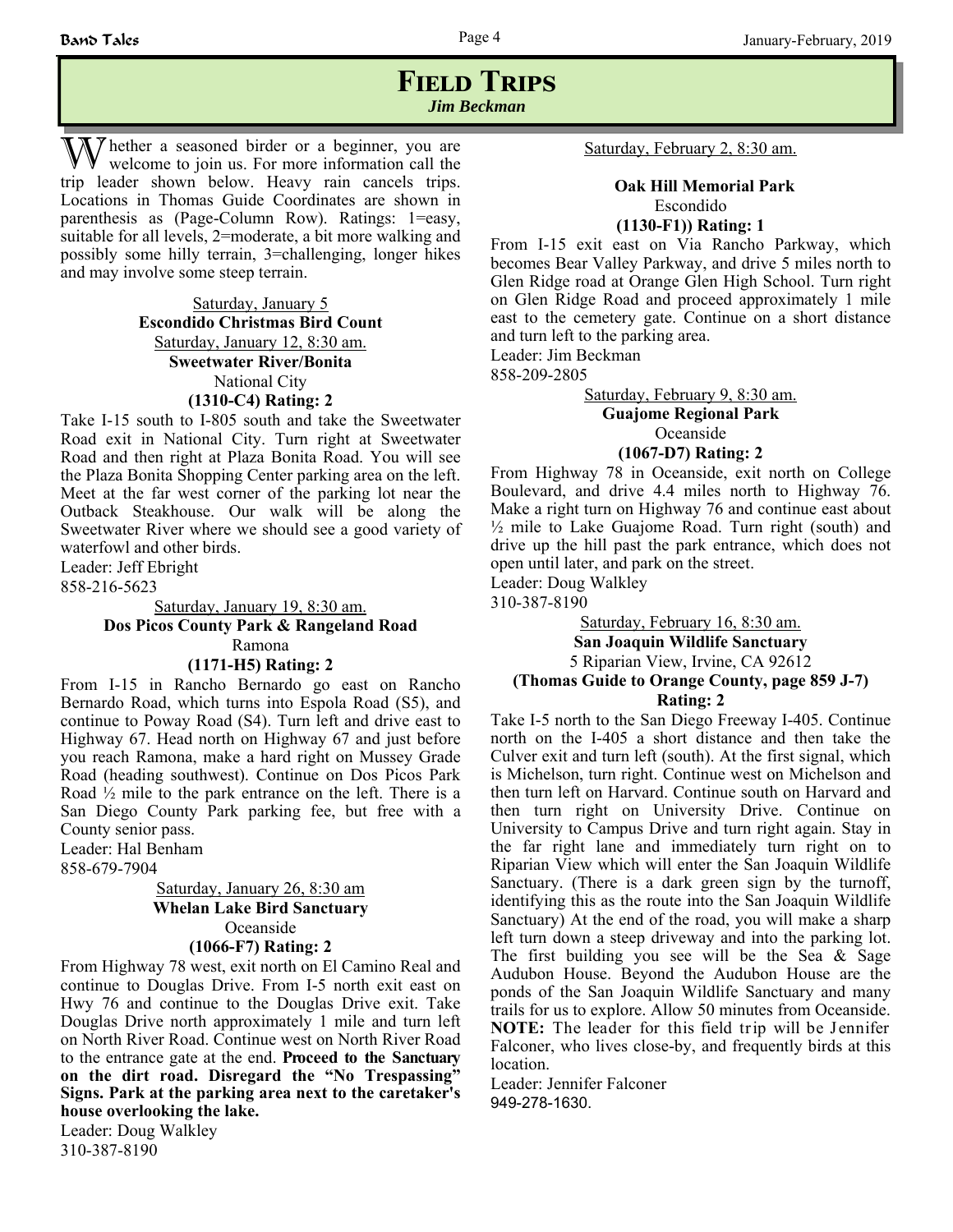# Field Trips

***Jim Beckman***

Whether a seasoned birder or a beginner, you are welcome to join us. For more information call the trip leader shown below. Heavy rain cancels trips. Locations in Thomas Guide Coordinates are shown in parenthesis as (Page-Column Row). Ratings: 1=easy, suitable for all levels, 2=moderate, a bit more walking and possibly some hilly terrain, 3=challenging, longer hikes and may involve some steep terrain.

Saturday, January 5

**Escondido Christmas Bird Count**

Saturday, January 12, 8:30 am.

**Sweetwater River/Bonita**

National City

**(1310-C4) Rating: 2**

Take I-15 south to I-805 south and take the Sweetwater Road exit in National City. Turn right at Sweetwater Road and then right at Plaza Bonita Road. You will see the Plaza Bonita Shopping Center parking area on the left. Meet at the far west corner of the parking lot near the Outback Steakhouse. Our walk will be along the Sweetwater River where we should see a good variety of waterfowl and other birds.

Leader: Jeff Ebright
858-216-5623

Saturday, January 19, 8:30 am.

**Dos Picos County Park & Rangeland Road**

Ramona

**(1171-H5) Rating: 2**

From I-15 in Rancho Bernardo go east on Rancho Bernardo Road, which turns into Espola Road (S5), and continue to Poway Road (S4). Turn left and drive east to Highway 67. Head north on Highway 67 and just before you reach Ramona, make a hard right on Mussey Grade Road (heading southwest). Continue on Dos Picos Park Road ½ mile to the park entrance on the left. There is a San Diego County Park parking fee, but free with a County senior pass.

Leader: Hal Benham
858-679-7904

Saturday, January 26, 8:30 am

**Whelan Lake Bird Sanctuary**

Oceanside

**(1066-F7) Rating: 2**

From Highway 78 west, exit north on El Camino Real and continue to Douglas Drive. From I-5 north exit east on Hwy 76 and continue to the Douglas Drive exit. Take Douglas Drive north approximately 1 mile and turn left on North River Road. Continue west on North River Road to the entrance gate at the end. **Proceed to the Sanctuary on the dirt road. Disregard the "No Trespassing" Signs. Park at the parking area next to the caretaker's house overlooking the lake.**

Leader: Doug Walkley
310-387-8190

Saturday, February 2, 8:30 am.

**Oak Hill Memorial Park**

Escondido

**(1130-F1)) Rating: 1**

From I-15 exit east on Via Rancho Parkway, which becomes Bear Valley Parkway, and drive 5 miles north to Glen Ridge road at Orange Glen High School. Turn right on Glen Ridge Road and proceed approximately 1 mile east to the cemetery gate. Continue on a short distance and turn left to the parking area.

Leader: Jim Beckman
858-209-2805

Saturday, February 9, 8:30 am.

**Guajome Regional Park**

Oceanside

**(1067-D7) Rating: 2**

From Highway 78 in Oceanside, exit north on College Boulevard, and drive 4.4 miles north to Highway 76. Make a right turn on Highway 76 and continue east about ½ mile to Lake Guajome Road. Turn right (south) and drive up the hill past the park entrance, which does not open until later, and park on the street.

Leader: Doug Walkley
310-387-8190

Saturday, February 16, 8:30 am.

**San Joaquin Wildlife Sanctuary**

5 Riparian View, Irvine, CA 92612

**(Thomas Guide to Orange County, page 859 J-7)**

**Rating: 2**

Take I-5 north to the San Diego Freeway I-405. Continue north on the I-405 a short distance and then take the Culver exit and turn left (south). At the first signal, which is Michelson, turn right. Continue west on Michelson and then turn left on Harvard. Continue south on Harvard and then turn right on University Drive. Continue on University to Campus Drive and turn right again. Stay in the far right lane and immediately turn right on to Riparian View which will enter the San Joaquin Wildlife Sanctuary. (There is a dark green sign by the turnoff, identifying this as the route into the San Joaquin Wildlife Sanctuary) At the end of the road, you will make a sharp left turn down a steep driveway and into the parking lot. The first building you see will be the Sea & Sage Audubon House. Beyond the Audubon House are the ponds of the San Joaquin Wildlife Sanctuary and many trails for us to explore. Allow 50 minutes from Oceanside. **NOTE:** The leader for this field trip will be Jennifer Falconer, who lives close-by, and frequently birds at this location.

Leader: Jennifer Falconer
949-278-1630.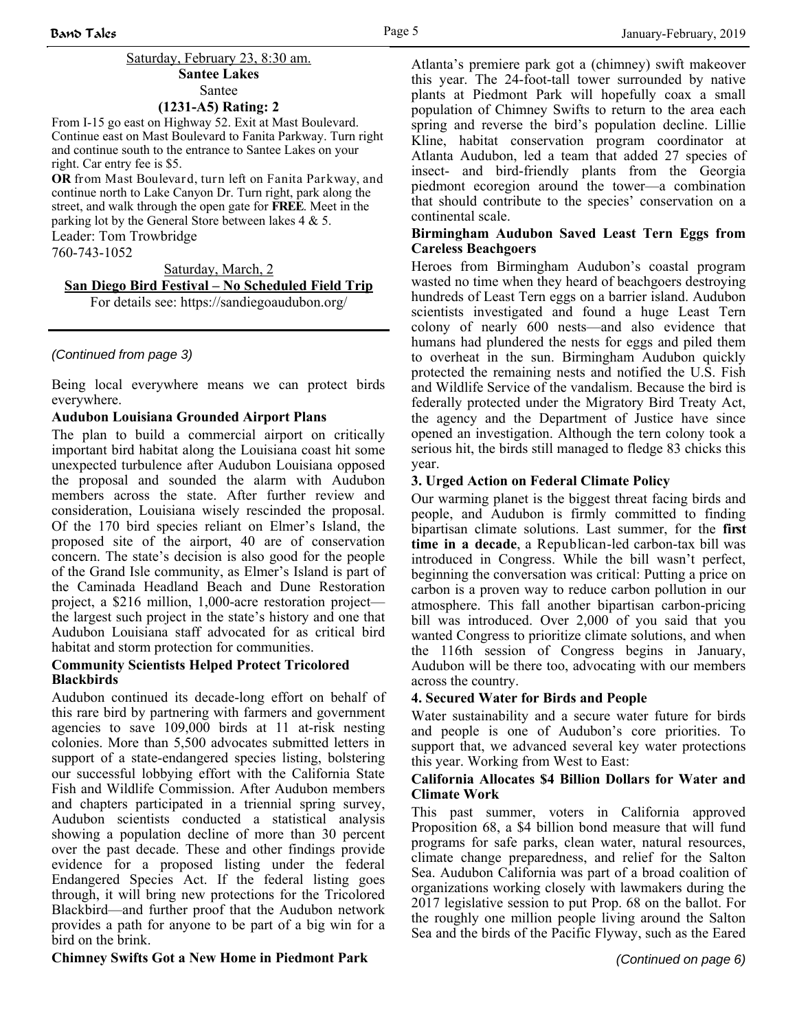Saturday, February 23, 8:30 am.

**Santee Lakes**

Santee

**(1231-A5) Rating: 2**

From I-15 go east on Highway 52. Exit at Mast Boulevard. Continue east on Mast Boulevard to Fanita Parkway. Turn right and continue south to the entrance to Santee Lakes on your right. Car entry fee is $5.

**OR** from Mast Boulevard, turn left on Fanita Parkway, and continue north to Lake Canyon Dr. Turn right, park along the street, and walk through the open gate for **FREE**. Meet in the parking lot by the General Store between lakes 4 & 5.

Leader: Tom Trowbridge

760-743-1052

Saturday, March, 2

**San Diego Bird Festival – No Scheduled Field Trip**

For details see: https://sandiegoaudubon.org/

---

*(Continued from page 3)*

Being local everywhere means we can protect birds everywhere.

**Audubon Louisiana Grounded Airport Plans**

The plan to build a commercial airport on critically important bird habitat along the Louisiana coast hit some unexpected turbulence after Audubon Louisiana opposed the proposal and sounded the alarm with Audubon members across the state. After further review and consideration, Louisiana wisely rescinded the proposal. Of the 170 bird species reliant on Elmer's Island, the proposed site of the airport, 40 are of conservation concern. The state's decision is also good for the people of the Grand Isle community, as Elmer's Island is part of the Caminada Headland Beach and Dune Restoration project, a $216 million, 1,000-acre restoration project—the largest such project in the state's history and one that Audubon Louisiana staff advocated for as critical bird habitat and storm protection for communities.

**Community Scientists Helped Protect Tricolored Blackbirds**

Audubon continued its decade-long effort on behalf of this rare bird by partnering with farmers and government agencies to save 109,000 birds at 11 at-risk nesting colonies. More than 5,500 advocates submitted letters in support of a state-endangered species listing, bolstering our successful lobbying effort with the California State Fish and Wildlife Commission. After Audubon members and chapters participated in a triennial spring survey, Audubon scientists conducted a statistical analysis showing a population decline of more than 30 percent over the past decade. These and other findings provide evidence for a proposed listing under the federal Endangered Species Act. If the federal listing goes through, it will bring new protections for the Tricolored Blackbird—and further proof that the Audubon network provides a path for anyone to be part of a big win for a bird on the brink.

**Chimney Swifts Got a New Home in Piedmont Park**

Atlanta's premiere park got a (chimney) swift makeover this year. The 24-foot-tall tower surrounded by native plants at Piedmont Park will hopefully coax a small population of Chimney Swifts to return to the area each spring and reverse the bird's population decline. Lillie Kline, habitat conservation program coordinator at Atlanta Audubon, led a team that added 27 species of insect- and bird-friendly plants from the Georgia piedmont ecoregion around the tower—a combination that should contribute to the species' conservation on a continental scale.

**Birmingham Audubon Saved Least Tern Eggs from Careless Beachgoers**

Heroes from Birmingham Audubon's coastal program wasted no time when they heard of beachgoers destroying hundreds of Least Tern eggs on a barrier island. Audubon scientists investigated and found a huge Least Tern colony of nearly 600 nests—and also evidence that humans had plundered the nests for eggs and piled them to overheat in the sun. Birmingham Audubon quickly protected the remaining nests and notified the U.S. Fish and Wildlife Service of the vandalism. Because the bird is federally protected under the Migratory Bird Treaty Act, the agency and the Department of Justice have since opened an investigation. Although the tern colony took a serious hit, the birds still managed to fledge 83 chicks this year.

**3. Urged Action on Federal Climate Policy**

Our warming planet is the biggest threat facing birds and people, and Audubon is firmly committed to finding bipartisan climate solutions. Last summer, for the **first time in a decade**, a Republican-led carbon-tax bill was introduced in Congress. While the bill wasn't perfect, beginning the conversation was critical: Putting a price on carbon is a proven way to reduce carbon pollution in our atmosphere. This fall another bipartisan carbon-pricing bill was introduced. Over 2,000 of you said that you wanted Congress to prioritize climate solutions, and when the 116th session of Congress begins in January, Audubon will be there too, advocating with our members across the country.

**4. Secured Water for Birds and People**

Water sustainability and a secure water future for birds and people is one of Audubon's core priorities. To support that, we advanced several key water protections this year. Working from West to East:

**California Allocates $4 Billion Dollars for Water and Climate Work**

This past summer, voters in California approved Proposition 68, a $4 billion bond measure that will fund programs for safe parks, clean water, natural resources, climate change preparedness, and relief for the Salton Sea. Audubon California was part of a broad coalition of organizations working closely with lawmakers during the 2017 legislative session to put Prop. 68 on the ballot. For the roughly one million people living around the Salton Sea and the birds of the Pacific Flyway, such as the Eared

*(Continued on page 6)*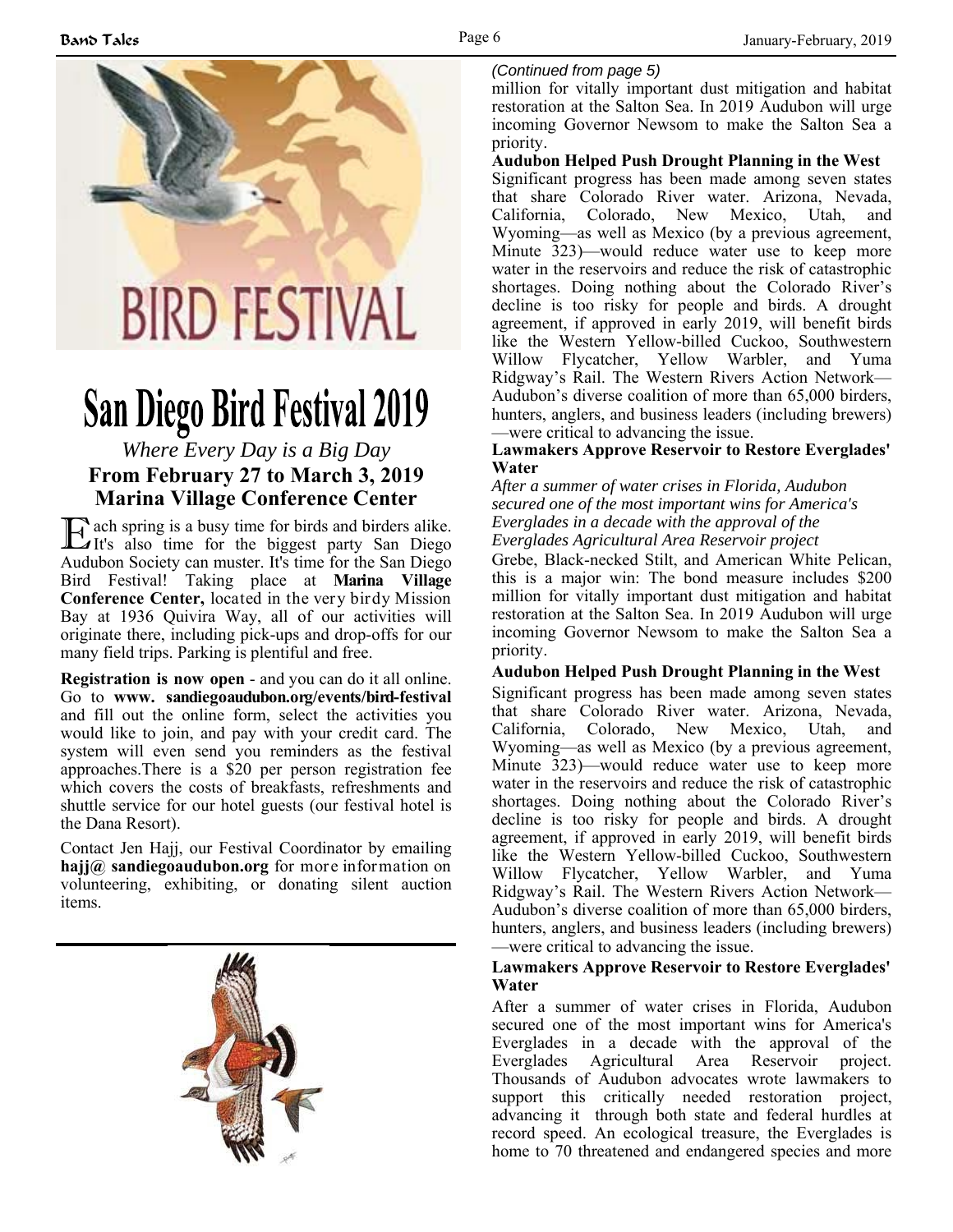# San Diego Bird Festival 2019

*Where Every Day is a Big Day*

**From February 27 to March 3, 2019**

**Marina Village Conference Center**

Each spring is a busy time for birds and birders alike. It's also time for the biggest party San Diego Audubon Society can muster. It's time for the San Diego Bird Festival! Taking place at **Marina Village Conference Center,** located in the very birdy Mission Bay at 1936 Quivira Way, all of our activities will originate there, including pick-ups and drop-offs for our many field trips. Parking is plentiful and free.

**Registration is now open** - and you can do it all online. Go to **www. sandiegoaudubon.org/events/bird-festival** and fill out the online form, select the activities you would like to join, and pay with your credit card. The system will even send you reminders as the festival approaches.There is a $20 per person registration fee which covers the costs of breakfasts, refreshments and shuttle service for our hotel guests (our festival hotel is the Dana Resort).

Contact Jen Hajj, our Festival Coordinator by emailing **hajj@ sandiegoaudubon.org** for more information on volunteering, exhibiting, or donating silent auction items.

*(Continued from page 5)*

million for vitally important dust mitigation and habitat restoration at the Salton Sea. In 2019 Audubon will urge incoming Governor Newsom to make the Salton Sea a priority.

**Audubon Helped Push Drought Planning in the West**

Significant progress has been made among seven states that share Colorado River water. Arizona, Nevada, California, Colorado, New Mexico, Utah, and Wyoming—as well as Mexico (by a previous agreement, Minute 323)—would reduce water use to keep more water in the reservoirs and reduce the risk of catastrophic shortages. Doing nothing about the Colorado River's decline is too risky for people and birds. A drought agreement, if approved in early 2019, will benefit birds like the Western Yellow-billed Cuckoo, Southwestern Willow Flycatcher, Yellow Warbler, and Yuma Ridgway's Rail. The Western Rivers Action Network—Audubon's diverse coalition of more than 65,000 birders, hunters, anglers, and business leaders (including brewers)—were critical to advancing the issue.

**Lawmakers Approve Reservoir to Restore Everglades' Water**

*After a summer of water crises in Florida, Audubon secured one of the most important wins for America's Everglades in a decade with the approval of the Everglades Agricultural Area Reservoir project*

Grebe, Black-necked Stilt, and American White Pelican, this is a major win: The bond measure includes $200 million for vitally important dust mitigation and habitat restoration at the Salton Sea. In 2019 Audubon will urge incoming Governor Newsom to make the Salton Sea a priority.

**Audubon Helped Push Drought Planning in the West**

Significant progress has been made among seven states that share Colorado River water. Arizona, Nevada, California, Colorado, New Mexico, Utah, and Wyoming—as well as Mexico (by a previous agreement, Minute 323)—would reduce water use to keep more water in the reservoirs and reduce the risk of catastrophic shortages. Doing nothing about the Colorado River's decline is too risky for people and birds. A drought agreement, if approved in early 2019, will benefit birds like the Western Yellow-billed Cuckoo, Southwestern Willow Flycatcher, Yellow Warbler, and Yuma Ridgway's Rail. The Western Rivers Action Network—Audubon's diverse coalition of more than 65,000 birders, hunters, anglers, and business leaders (including brewers)—were critical to advancing the issue.

**Lawmakers Approve Reservoir to Restore Everglades' Water**

After a summer of water crises in Florida, Audubon secured one of the most important wins for America's Everglades in a decade with the approval of the Everglades Agricultural Area Reservoir project. Thousands of Audubon advocates wrote lawmakers to support this critically needed restoration project, advancing it through both state and federal hurdles at record speed. An ecological treasure, the Everglades is home to 70 threatened and endangered species and more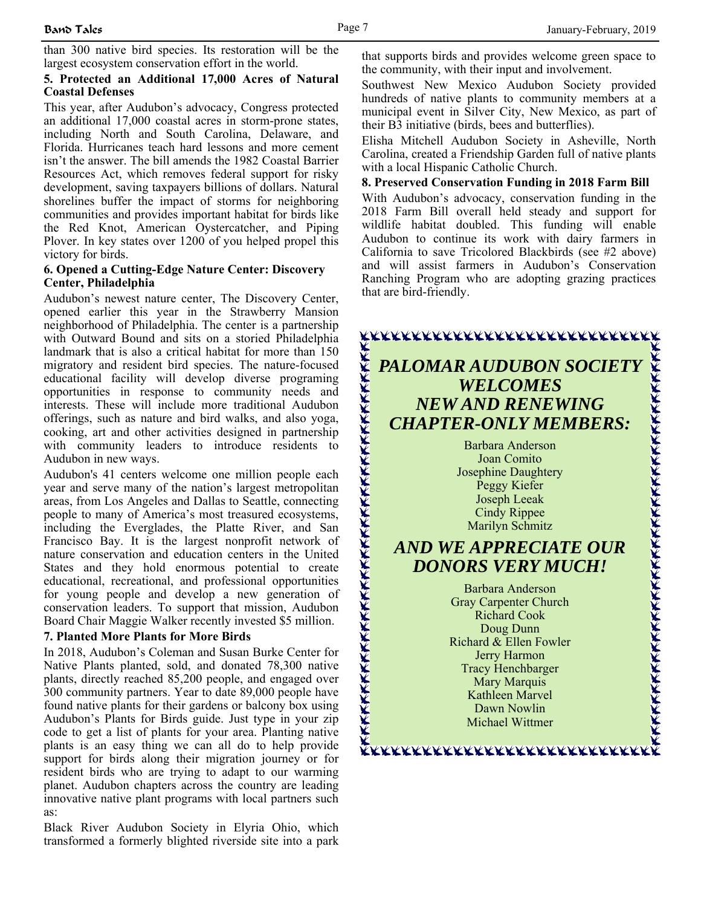than 300 native bird species. Its restoration will be the largest ecosystem conservation effort in the world.

**5. Protected an Additional 17,000 Acres of Natural Coastal Defenses**

This year, after Audubon's advocacy, Congress protected an additional 17,000 coastal acres in storm-prone states, including North and South Carolina, Delaware, and Florida. Hurricanes teach hard lessons and more cement isn't the answer. The bill amends the 1982 Coastal Barrier Resources Act, which removes federal support for risky development, saving taxpayers billions of dollars. Natural shorelines buffer the impact of storms for neighboring communities and provides important habitat for birds like the Red Knot, American Oystercatcher, and Piping Plover. In key states over 1200 of you helped propel this victory for birds.

**6. Opened a Cutting-Edge Nature Center: Discovery Center, Philadelphia**

Audubon's newest nature center, The Discovery Center, opened earlier this year in the Strawberry Mansion neighborhood of Philadelphia. The center is a partnership with Outward Bound and sits on a storied Philadelphia landmark that is also a critical habitat for more than 150 migratory and resident bird species. The nature-focused educational facility will develop diverse programing opportunities in response to community needs and interests. These will include more traditional Audubon offerings, such as nature and bird walks, and also yoga, cooking, art and other activities designed in partnership with community leaders to introduce residents to Audubon in new ways.

Audubon's 41 centers welcome one million people each year and serve many of the nation's largest metropolitan areas, from Los Angeles and Dallas to Seattle, connecting people to many of America's most treasured ecosystems, including the Everglades, the Platte River, and San Francisco Bay. It is the largest nonprofit network of nature conservation and education centers in the United States and they hold enormous potential to create educational, recreational, and professional opportunities for young people and develop a new generation of conservation leaders. To support that mission, Audubon Board Chair Maggie Walker recently invested $5 million.

**7. Planted More Plants for More Birds**

In 2018, Audubon's Coleman and Susan Burke Center for Native Plants planted, sold, and donated 78,300 native plants, directly reached 85,200 people, and engaged over 300 community partners. Year to date 89,000 people have found native plants for their gardens or balcony box using Audubon's Plants for Birds guide. Just type in your zip code to get a list of plants for your area. Planting native plants is an easy thing we can all do to help provide support for birds along their migration journey or for resident birds who are trying to adapt to our warming planet. Audubon chapters across the country are leading innovative native plant programs with local partners such as:

Black River Audubon Society in Elyria Ohio, which transformed a formerly blighted riverside site into a park that supports birds and provides welcome green space to the community, with their input and involvement.

Southwest New Mexico Audubon Society provided hundreds of native plants to community members at a municipal event in Silver City, New Mexico, as part of their B3 initiative (birds, bees and butterflies).

Elisha Mitchell Audubon Society in Asheville, North Carolina, created a Friendship Garden full of native plants with a local Hispanic Catholic Church.

**8. Preserved Conservation Funding in 2018 Farm Bill**

With Audubon's advocacy, conservation funding in the 2018 Farm Bill overall held steady and support for wildlife habitat doubled. This funding will enable Audubon to continue its work with dairy farmers in California to save Tricolored Blackbirds (see #2 above) and will assist farmers in Audubon's Conservation Ranching Program who are adopting grazing practices that are bird-friendly.

## *PALOMAR AUDUBON SOCIETY WELCOMES NEW AND RENEWING CHAPTER-ONLY MEMBERS:*

Barbara Anderson
Joan Comito
Josephine Daughtery
Peggy Kiefer
Joseph Leeak
Cindy Rippee
Marilyn Schmitz

## *AND WE APPRECIATE OUR DONORS VERY MUCH!*

Barbara Anderson
Gray Carpenter Church
Richard Cook
Doug Dunn
Richard & Ellen Fowler
Jerry Harmon
Tracy Henchbarger
Mary Marquis
Kathleen Marvel
Dawn Nowlin
Michael Wittmer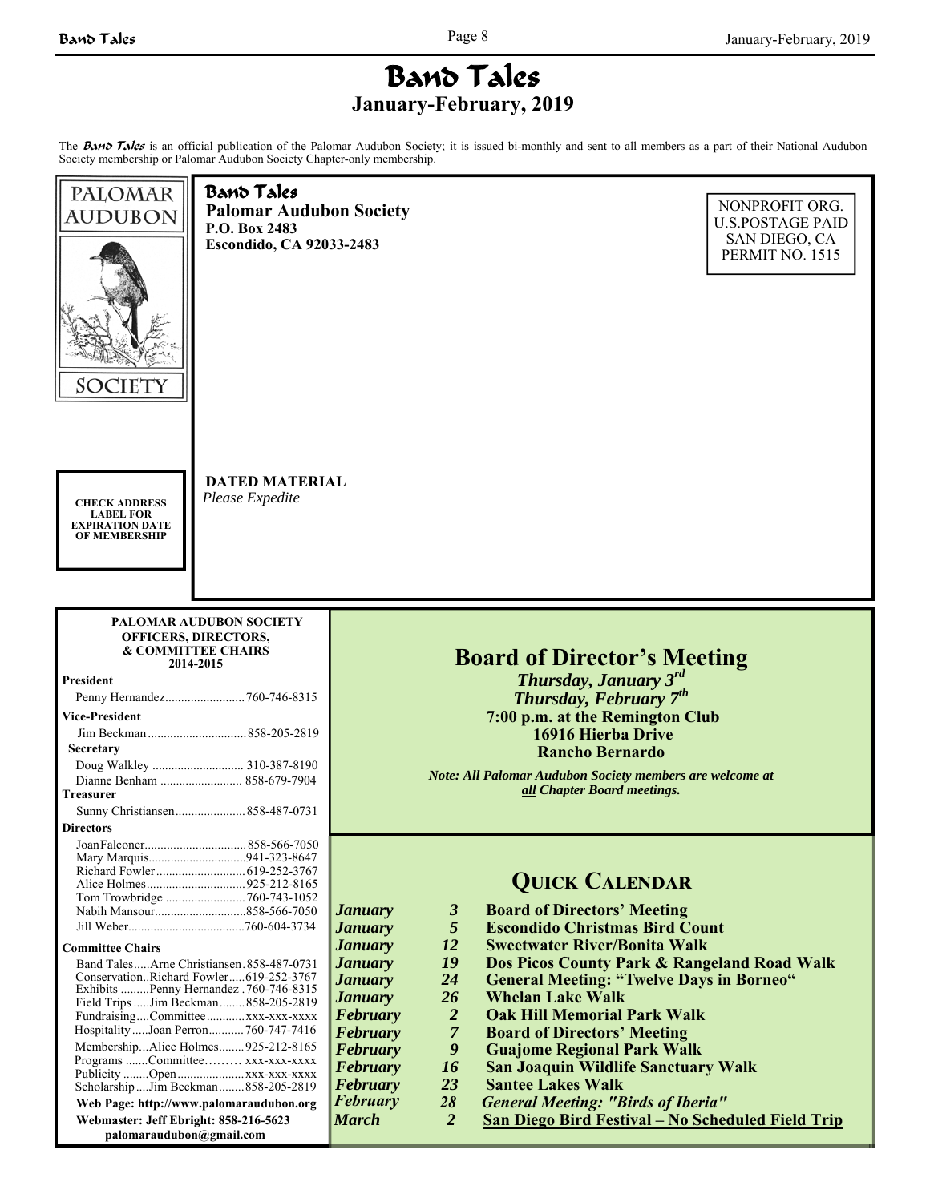# Band Tales

**January-February, 2019**

The *Band Tales* is an official publication of the Palomar Audubon Society; it is issued bi-monthly and sent to all members as a part of their National Audubon Society membership or Palomar Audubon Society Chapter-only membership.

PALOMAR AUDUBON SOCIETY

**Band Tales**
**Palomar Audubon Society**
**P.O. Box 2483**
**Escondido, CA 92033-2483**

NONPROFIT ORG.
U.S.POSTAGE PAID
SAN DIEGO, CA
PERMIT NO. 1515

**CHECK ADDRESS LABEL FOR EXPIRATION DATE OF MEMBERSHIP**

**DATED MATERIAL**
*Please Expedite*

**PALOMAR AUDUBON SOCIETY OFFICERS, DIRECTORS, & COMMITTEE CHAIRS 2014-2015**

**President**
Penny Hernandez.........................760-746-8315

**Vice-President**
Jim Beckman...............................858-205-2819

**Secretary**
Doug Walkley ............................ 310-387-8190
Dianne Benham .......................... 858-679-7904

**Treasurer**
Sunny Christiansen......................858-487-0731

**Directors**
Joan Falconer................................858-566-7050
Mary Marquis...............................941-323-8647
Richard Fowler............................619-252-3767
Alice Holmes...............................925-212-8165
Tom Trowbridge .........................760-743-1052
Nabih Mansour............................858-566-7050
Jill Weber....................................760-604-3734

**Committee Chairs**
Band Tales.....Arne Christiansen.858-487-0731
Conservation..Richard Fowler.....619-252-3767
Exhibits .........Penny Hernandez .760-746-8315
Field Trips .....Jim Beckman........858-205-2819
Fundraising....Committee............xxx-xxx-xxxx
Hospitality.....Joan Perron...........760-747-7416
Membership...Alice Holmes........925-212-8165
Programs .......Committee……… xxx-xxx-xxxx
Publicity ........Open....................xxx-xxx-xxxx
Scholarship....Jim Beckman........858-205-2819

**Web Page: http://www.palomaraudubon.org**
**Webmaster: Jeff Ebright: 858-216-5623**
**palomaraudubon@gmail.com**

## Board of Director's Meeting

***Thursday, January 3rd***
***Thursday, February 7th***
**7:00 p.m. at the Remington Club**
**16916 Hierba Drive**
**Rancho Bernardo**

***Note: All Palomar Audubon Society members are welcome at all Chapter Board meetings.***

## Quick Calendar

| | | |
|---|---|---|
| *January* | *3* | **Board of Directors' Meeting** |
| *January* | *5* | **Escondido Christmas Bird Count** |
| *January* | *12* | **Sweetwater River/Bonita Walk** |
| *January* | *19* | **Dos Picos County Park & Rangeland Road Walk** |
| *January* | *24* | **General Meeting: "Twelve Days in Borneo"** |
| *January* | *26* | **Whelan Lake Walk** |
| *February* | *2* | **Oak Hill Memorial Park Walk** |
| *February* | *7* | **Board of Directors' Meeting** |
| *February* | *9* | **Guajome Regional Park Walk** |
| *February* | *16* | **San Joaquin Wildlife Sanctuary Walk** |
| *February* | *23* | **Santee Lakes Walk** |
| *February* | *28* | ***General Meeting: "Birds of Iberia"*** |
| *March* | *2* | **San Diego Bird Festival – No Scheduled Field Trip** |